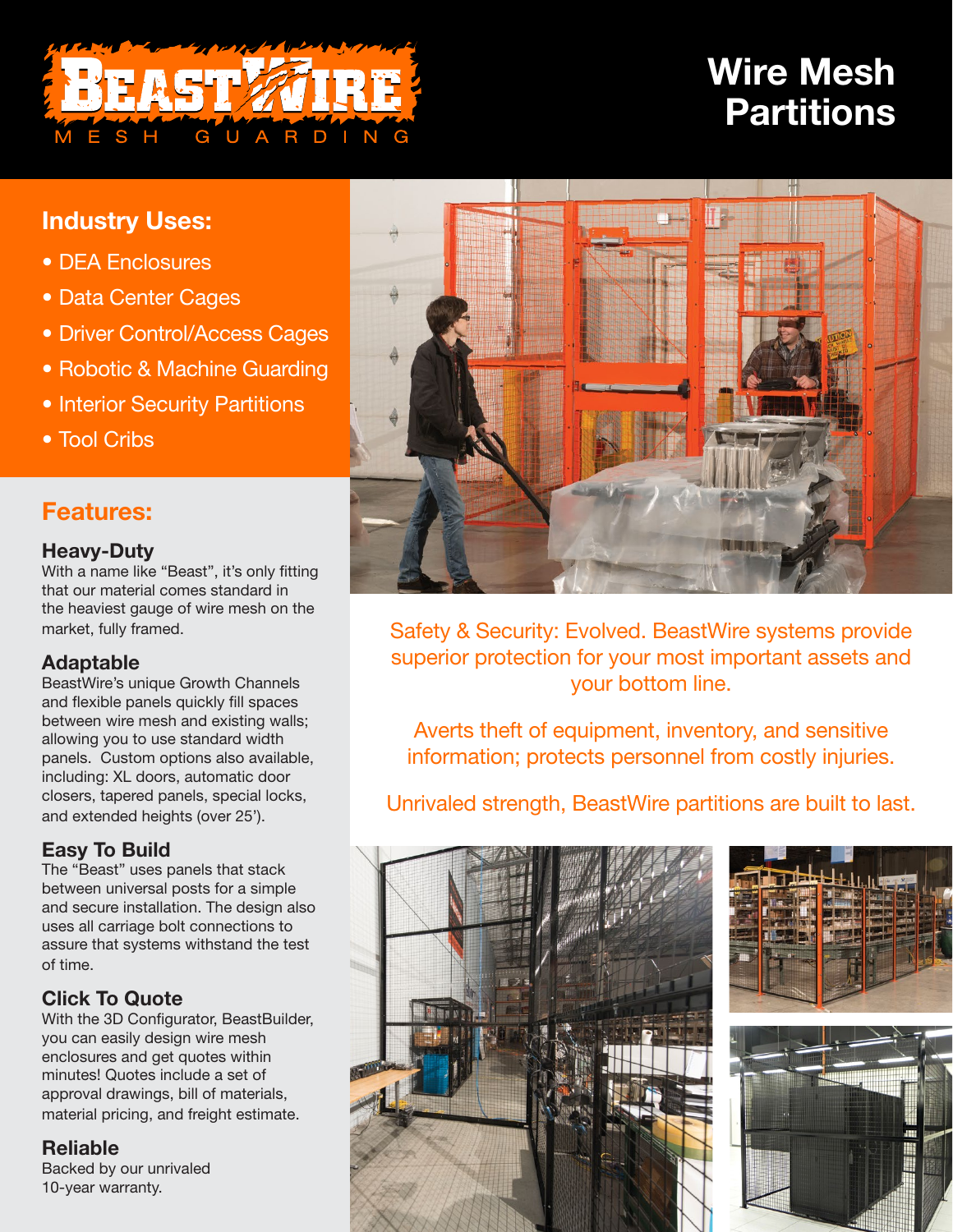# BeastWire

MESH GUARDING

# Wire Mesh Partitions

## Industry Uses:

- DEA Enclosures
- Data Center Cages
- Driver Control/Access Cages
- Robotic & Machine Guarding
- Interior Security Partitions
- Tool Cribs

## Features:

### Heavy-Duty

With a name like "Beast", it's only fitting that our material comes standard in the heaviest gauge of wire mesh on the market, fully framed.

### Adaptable

BeastWire's unique Growth Channels and flexible panels quickly fill spaces between wire mesh and existing walls; allowing you to use standard width panels. Custom options also available, including: XL doors, automatic door closers, tapered panels, special locks, and extended heights (over 25').

### Easy To Build

The "Beast" uses panels that stack between universal posts for a simple and secure installation. The design also uses all carriage bolt connections to assure that systems withstand the test of time.

### Click To Quote

With the 3D Configurator, BeastBuilder, you can easily design wire mesh enclosures and get quotes within minutes! Quotes include a set of approval drawings, bill of materials, material pricing, and freight estimate.

### Reliable

Backed by our unrivaled 10-year warranty.

Safety & Security: Evolved. BeastWire systems provide superior protection for your most important assets and your bottom line.

Averts theft of equipment, inventory, and sensitive information; protects personnel from costly injuries.

Unrivaled strength, BeastWire partitions are built to last.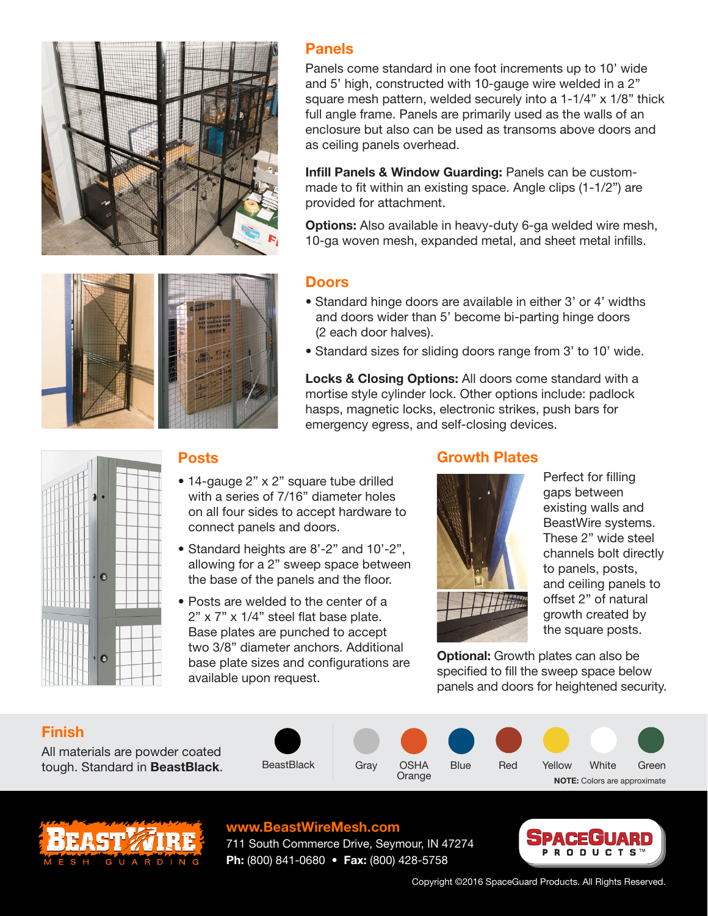## Panels

Panels come standard in one foot increments up to 10' wide and 5' high, constructed with 10-gauge wire welded in a 2" square mesh pattern, welded securely into a 1-1/4" x 1/8" thick full angle frame. Panels are primarily used as the walls of an enclosure but also can be used as transoms above doors and as ceiling panels overhead.

**Infill Panels & Window Guarding:** Panels can be custom-made to fit within an existing space. Angle clips (1-1/2") are provided for attachment.

**Options:** Also available in heavy-duty 6-ga welded wire mesh, 10-ga woven mesh, expanded metal, and sheet metal infills.

## Doors

- Standard hinge doors are available in either 3' or 4' widths and doors wider than 5' become bi-parting hinge doors (2 each door halves).
- Standard sizes for sliding doors range from 3' to 10' wide.

**Locks & Closing Options:** All doors come standard with a mortise style cylinder lock. Other options include: padlock hasps, magnetic locks, electronic strikes, push bars for emergency egress, and self-closing devices.

## Posts

- 14-gauge 2" x 2" square tube drilled with a series of 7/16" diameter holes on all four sides to accept hardware to connect panels and doors.
- Standard heights are 8'-2" and 10'-2", allowing for a 2" sweep space between the base of the panels and the floor.
- Posts are welded to the center of a 2" x 7" x 1/4" steel flat base plate. Base plates are punched to accept two 3/8" diameter anchors. Additional base plate sizes and configurations are available upon request.

## Growth Plates

Perfect for filling gaps between existing walls and BeastWire systems. These 2" wide steel channels bolt directly to panels, posts, and ceiling panels to offset 2" of natural growth created by the square posts.

**Optional:** Growth plates can also be specified to fill the sweep space below panels and doors for heightened security.

## Finish

All materials are powder coated tough. Standard in **BeastBlack**.

BeastBlack

Gray, OSHA Orange, Blue, Red, Yellow, White, Green

**NOTE:** Colors are approximate

BeastWire Mesh Guarding

**www.BeastWireMesh.com**
711 South Commerce Drive, Seymour, IN 47274
**Ph:** (800) 841-0680 • **Fax:** (800) 428-5758

SpaceGuard Products™

Copyright ©2016 SpaceGuard Products. All Rights Reserved.